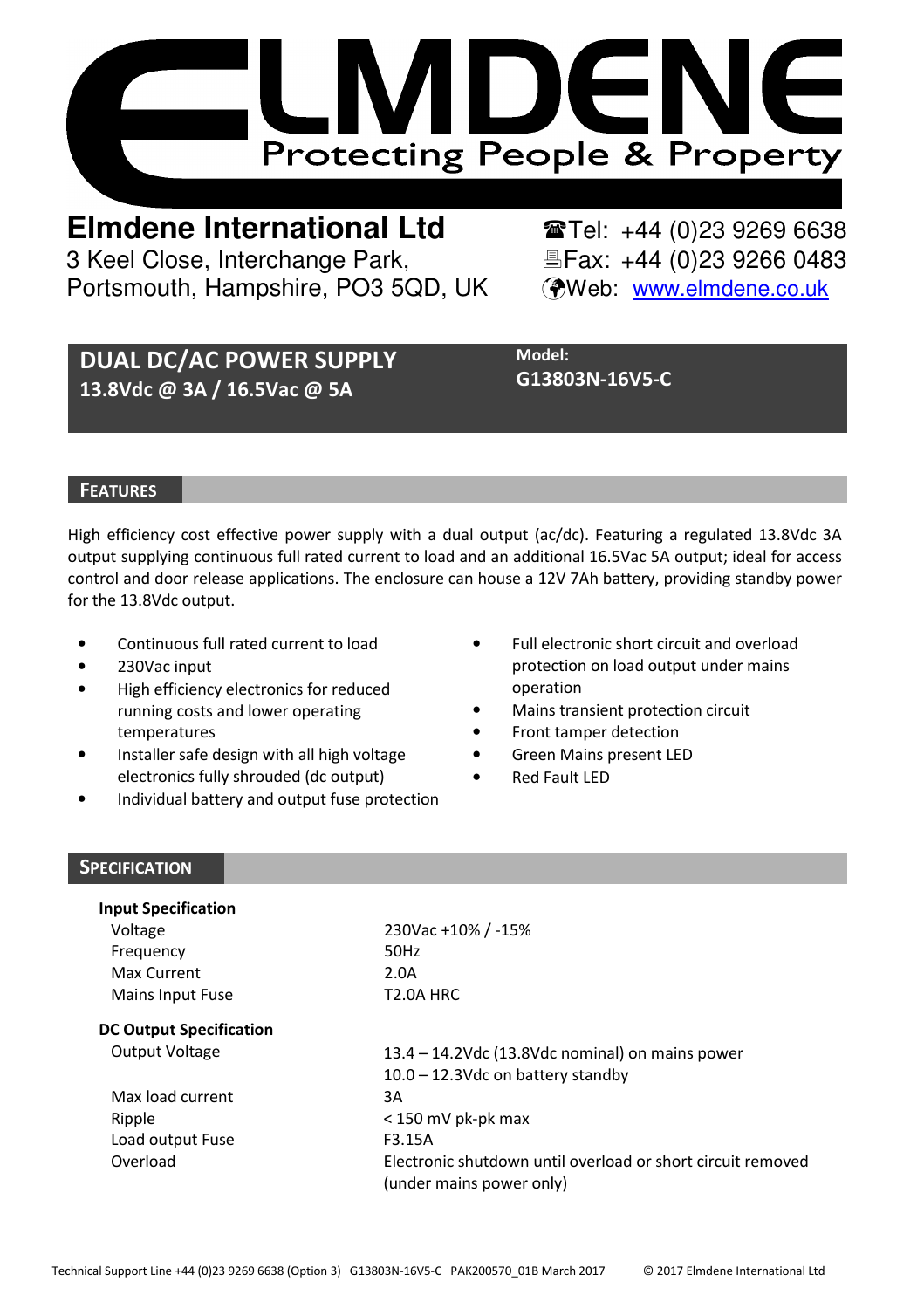# ELMDENE

Protecting People & Property

**Elmdene International Ltd**
3 Keel Close, Interchange Park,
Portsmouth, Hampshire, PO3 5QD, UK

☎Tel: +44 (0)23 9269 6638
Fax: +44 (0)23 9266 0483
Web: www.elmdene.co.uk

## DUAL DC/AC POWER SUPPLY
**13.8Vdc @ 3A / 16.5Vac @ 5A**

**Model:**
**G13803N-16V5-C**

## FEATURES

High efficiency cost effective power supply with a dual output (ac/dc). Featuring a regulated 13.8Vdc 3A output supplying continuous full rated current to load and an additional 16.5Vac 5A output; ideal for access control and door release applications. The enclosure can house a 12V 7Ah battery, providing standby power for the 13.8Vdc output.

- Continuous full rated current to load
- 230Vac input
- High efficiency electronics for reduced running costs and lower operating temperatures
- Installer safe design with all high voltage electronics fully shrouded (dc output)
- Individual battery and output fuse protection
- Full electronic short circuit and overload protection on load output under mains operation
- Mains transient protection circuit
- Front tamper detection
- Green Mains present LED
- Red Fault LED

## SPECIFICATION

**Input Specification**

| | |
|---|---|
| Voltage | 230Vac +10% / -15% |
| Frequency | 50Hz |
| Max Current | 2.0A |
| Mains Input Fuse | T2.0A HRC |

**DC Output Specification**

| | |
|---|---|
| Output Voltage | 13.4 – 14.2Vdc (13.8Vdc nominal) on mains power<br>10.0 – 12.3Vdc on battery standby |
| Max load current | 3A |
| Ripple | < 150 mV pk-pk max |
| Load output Fuse | F3.15A |
| Overload | Electronic shutdown until overload or short circuit removed (under mains power only) |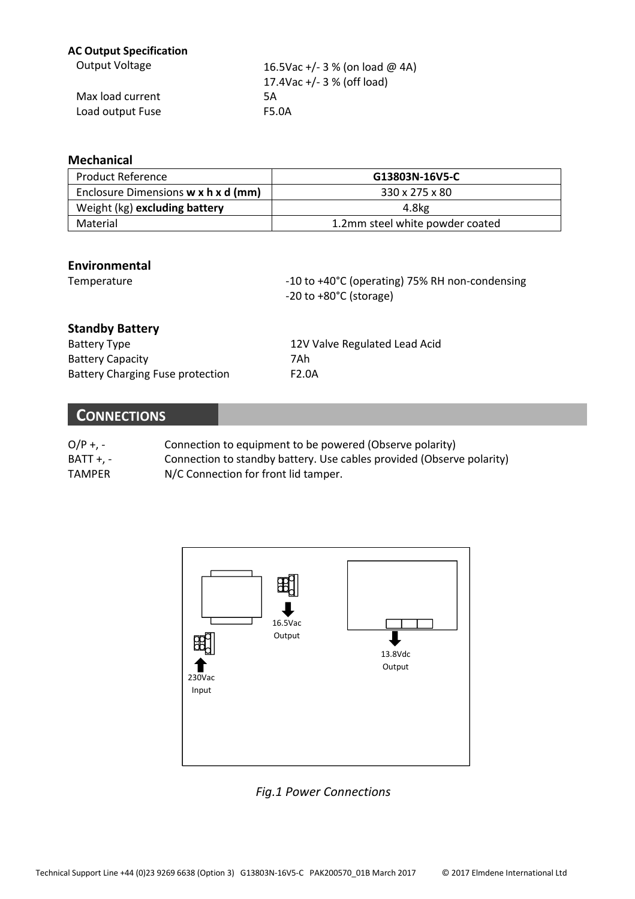**AC Output Specification**

| | |
|---|---|
| Output Voltage | 16.5Vac +/- 3 % (on load @ 4A) |
| | 17.4Vac +/- 3 % (off load) |
| Max load current | 5A |
| Load output Fuse | F5.0A |

### Mechanical

| Product Reference | G13803N-16V5-C |
|---|---|
| Enclosure Dimensions **w x h x d (mm)** | 330 x 275 x 80 |
| Weight (kg) **excluding battery** | 4.8kg |
| Material | 1.2mm steel white powder coated |

### Environmental

| | |
|---|---|
| Temperature | -10 to +40°C (operating) 75% RH non-condensing |
| | -20 to +80°C (storage) |

### Standby Battery

| | |
|---|---|
| Battery Type | 12V Valve Regulated Lead Acid |
| Battery Capacity | 7Ah |
| Battery Charging Fuse protection | F2.0A |

## CONNECTIONS

| | |
|---|---|
| O/P +, - | Connection to equipment to be powered (Observe polarity) |
| BATT +, - | Connection to standby battery. Use cables provided (Observe polarity) |
| TAMPER | N/C Connection for front lid tamper. |

16.5Vac Output

13.8Vdc Output

230Vac Input

*Fig.1 Power Connections*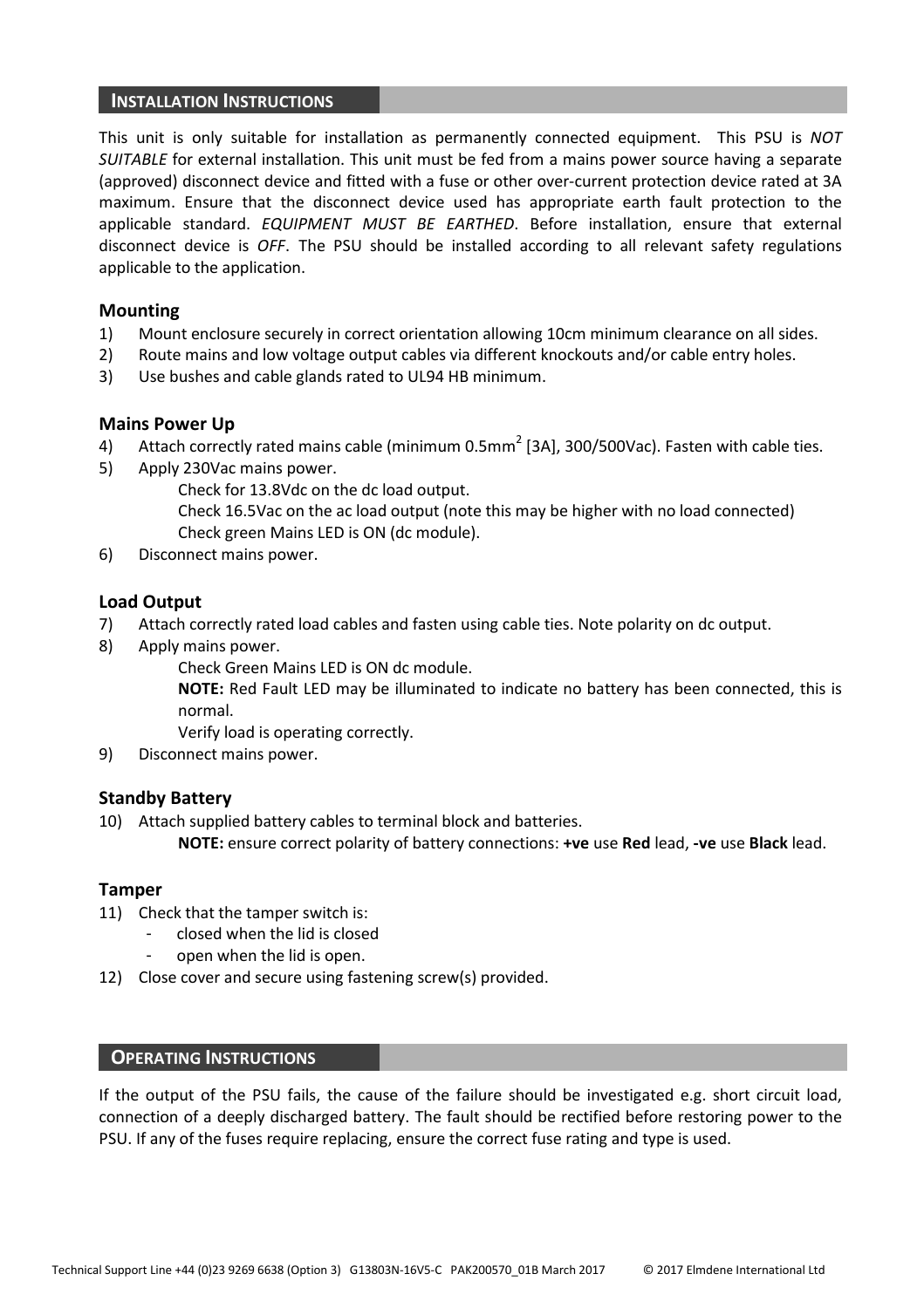## INSTALLATION INSTRUCTIONS

This unit is only suitable for installation as permanently connected equipment. This PSU is *NOT SUITABLE* for external installation. This unit must be fed from a mains power source having a separate (approved) disconnect device and fitted with a fuse or other over-current protection device rated at 3A maximum. Ensure that the disconnect device used has appropriate earth fault protection to the applicable standard. *EQUIPMENT MUST BE EARTHED*. Before installation, ensure that external disconnect device is *OFF*. The PSU should be installed according to all relevant safety regulations applicable to the application.

### Mounting

1) Mount enclosure securely in correct orientation allowing 10cm minimum clearance on all sides.
2) Route mains and low voltage output cables via different knockouts and/or cable entry holes.
3) Use bushes and cable glands rated to UL94 HB minimum.

### Mains Power Up

4) Attach correctly rated mains cable (minimum 0.5mm$^2$ [3A], 300/500Vac). Fasten with cable ties.
5) Apply 230Vac mains power.
   Check for 13.8Vdc on the dc load output.
   Check 16.5Vac on the ac load output (note this may be higher with no load connected)
   Check green Mains LED is ON (dc module).
6) Disconnect mains power.

### Load Output

7) Attach correctly rated load cables and fasten using cable ties. Note polarity on dc output.
8) Apply mains power.
   Check Green Mains LED is ON dc module.
   **NOTE:** Red Fault LED may be illuminated to indicate no battery has been connected, this is normal.
   Verify load is operating correctly.
9) Disconnect mains power.

### Standby Battery

10) Attach supplied battery cables to terminal block and batteries.
    **NOTE:** ensure correct polarity of battery connections: **+ve** use **Red** lead, **-ve** use **Black** lead.

### Tamper

11) Check that the tamper switch is:
    - closed when the lid is closed
    - open when the lid is open.
12) Close cover and secure using fastening screw(s) provided.

## OPERATING INSTRUCTIONS

If the output of the PSU fails, the cause of the failure should be investigated e.g. short circuit load, connection of a deeply discharged battery. The fault should be rectified before restoring power to the PSU. If any of the fuses require replacing, ensure the correct fuse rating and type is used.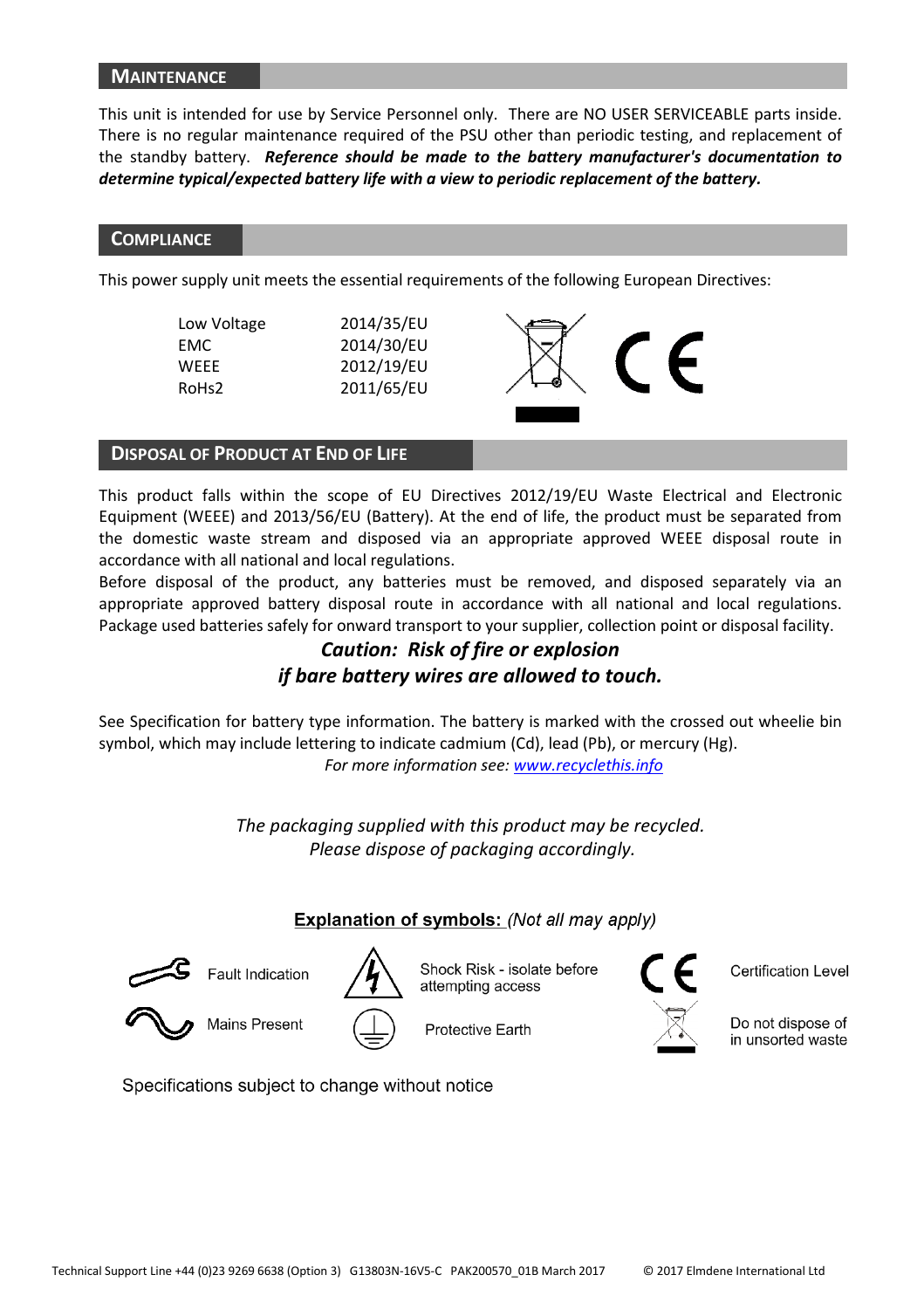## MAINTENANCE

This unit is intended for use by Service Personnel only. There are NO USER SERVICEABLE parts inside. There is no regular maintenance required of the PSU other than periodic testing, and replacement of the standby battery. ***Reference should be made to the battery manufacturer's documentation to determine typical/expected battery life with a view to periodic replacement of the battery.***

## COMPLIANCE

This power supply unit meets the essential requirements of the following European Directives:

| | |
|---|---|
| Low Voltage | 2014/35/EU |
| EMC | 2014/30/EU |
| WEEE | 2012/19/EU |
| RoHs2 | 2011/65/EU |

## DISPOSAL OF PRODUCT AT END OF LIFE

This product falls within the scope of EU Directives 2012/19/EU Waste Electrical and Electronic Equipment (WEEE) and 2013/56/EU (Battery). At the end of life, the product must be separated from the domestic waste stream and disposed via an appropriate approved WEEE disposal route in accordance with all national and local regulations.
Before disposal of the product, any batteries must be removed, and disposed separately via an appropriate approved battery disposal route in accordance with all national and local regulations. Package used batteries safely for onward transport to your supplier, collection point or disposal facility.

***Caution: Risk of fire or explosion if bare battery wires are allowed to touch.***

See Specification for battery type information. The battery is marked with the crossed out wheelie bin symbol, which may include lettering to indicate cadmium (Cd), lead (Pb), or mercury (Hg).

*For more information see: [www.recyclethis.info](http://www.recyclethis.info)*

*The packaging supplied with this product may be recycled.*
*Please dispose of packaging accordingly.*

**Explanation of symbols:** *(Not all may apply)*

Fault Indication

Mains Present

Shock Risk - isolate before attempting access

Protective Earth

Certification Level

Do not dispose of in unsorted waste

Specifications subject to change without notice

Technical Support Line +44 (0)23 9269 6638 (Option 3) G13803N-16V5-C PAK200570_01B March 2017 © 2017 Elmdene International Ltd